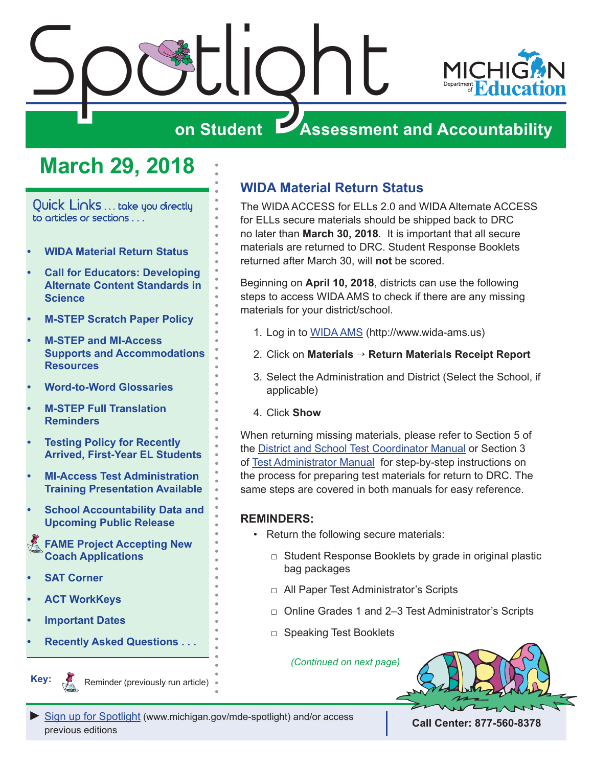# Spotlight on Student Assessment and Accountability

MICHIGAN Department of Education

## March 29, 2018

Quick Links . . . take you directly to articles or sections . . .

- WIDA Material Return Status
- Call for Educators: Developing Alternate Content Standards in Science
- M-STEP Scratch Paper Policy
- M-STEP and MI-Access Supports and Accommodations Resources
- Word-to-Word Glossaries
- M-STEP Full Translation Reminders
- Testing Policy for Recently Arrived, First-Year EL Students
- MI-Access Test Administration Training Presentation Available
- School Accountability Data and Upcoming Public Release
- FAME Project Accepting New Coach Applications
- SAT Corner
- ACT WorkKeys
- Important Dates
- Recently Asked Questions . . .

Key: Reminder (previously run article)

## WIDA Material Return Status

The WIDA ACCESS for ELLs 2.0 and WIDA Alternate ACCESS for ELLs secure materials should be shipped back to DRC no later than **March 30, 2018**. It is important that all secure materials are returned to DRC. Student Response Booklets returned after March 30, will **not** be scored.

Beginning on **April 10, 2018**, districts can use the following steps to access WIDA AMS to check if there are any missing materials for your district/school.

1. Log in to WIDA AMS (http://www.wida-ams.us)
2. Click on **Materials** → **Return Materials Receipt Report**
3. Select the Administration and District (Select the School, if applicable)
4. Click **Show**

When returning missing materials, please refer to Section 5 of the District and School Test Coordinator Manual or Section 3 of Test Administrator Manual for step-by-step instructions on the process for preparing test materials for return to DRC. The same steps are covered in both manuals for easy reference.

### REMINDERS:

- Return the following secure materials:
  - Student Response Booklets by grade in original plastic bag packages
  - All Paper Test Administrator's Scripts
  - Online Grades 1 and 2–3 Test Administrator's Scripts
  - Speaking Test Booklets

*(Continued on next page)*

► Sign up for Spotlight (www.michigan.gov/mde-spotlight) and/or access previous editions

Call Center: 877-560-8378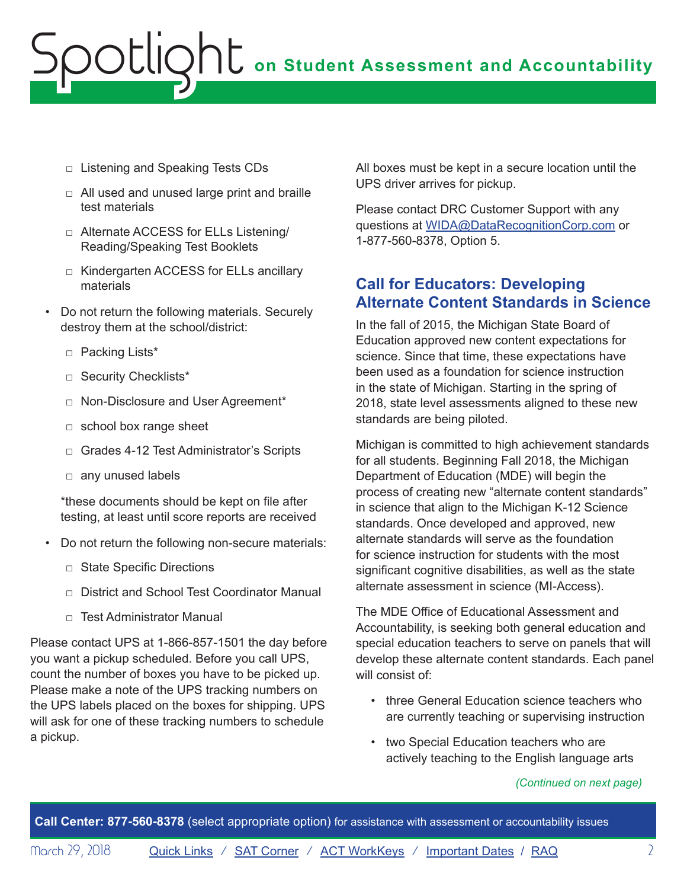- Listening and Speaking Tests CDs
- All used and unused large print and braille test materials
- Alternate ACCESS for ELLs Listening/Reading/Speaking Test Booklets
- Kindergarten ACCESS for ELLs ancillary materials

- Do not return the following materials. Securely destroy them at the school/district:
  - Packing Lists*
  - Security Checklists*
  - Non-Disclosure and User Agreement*
  - school box range sheet
  - Grades 4-12 Test Administrator's Scripts
  - any unused labels

  *these documents should be kept on file after testing, at least until score reports are received

- Do not return the following non-secure materials:
  - State Specific Directions
  - District and School Test Coordinator Manual
  - Test Administrator Manual

Please contact UPS at 1-866-857-1501 the day before you want a pickup scheduled. Before you call UPS, count the number of boxes you have to be picked up. Please make a note of the UPS tracking numbers on the UPS labels placed on the boxes for shipping. UPS will ask for one of these tracking numbers to schedule a pickup.

All boxes must be kept in a secure location until the UPS driver arrives for pickup.

Please contact DRC Customer Support with any questions at WIDA@DataRecognitionCorp.com or 1-877-560-8378, Option 5.

## Call for Educators: Developing Alternate Content Standards in Science

In the fall of 2015, the Michigan State Board of Education approved new content expectations for science. Since that time, these expectations have been used as a foundation for science instruction in the state of Michigan. Starting in the spring of 2018, state level assessments aligned to these new standards are being piloted.

Michigan is committed to high achievement standards for all students. Beginning Fall 2018, the Michigan Department of Education (MDE) will begin the process of creating new "alternate content standards" in science that align to the Michigan K-12 Science standards. Once developed and approved, new alternate standards will serve as the foundation for science instruction for students with the most significant cognitive disabilities, as well as the state alternate assessment in science (MI-Access).

The MDE Office of Educational Assessment and Accountability, is seeking both general education and special education teachers to serve on panels that will develop these alternate content standards. Each panel will consist of:

- three General Education science teachers who are currently teaching or supervising instruction
- two Special Education teachers who are actively teaching to the English language arts

*(Continued on next page)*

**Call Center: 877-560-8378** (select appropriate option) for assistance with assessment or accountability issues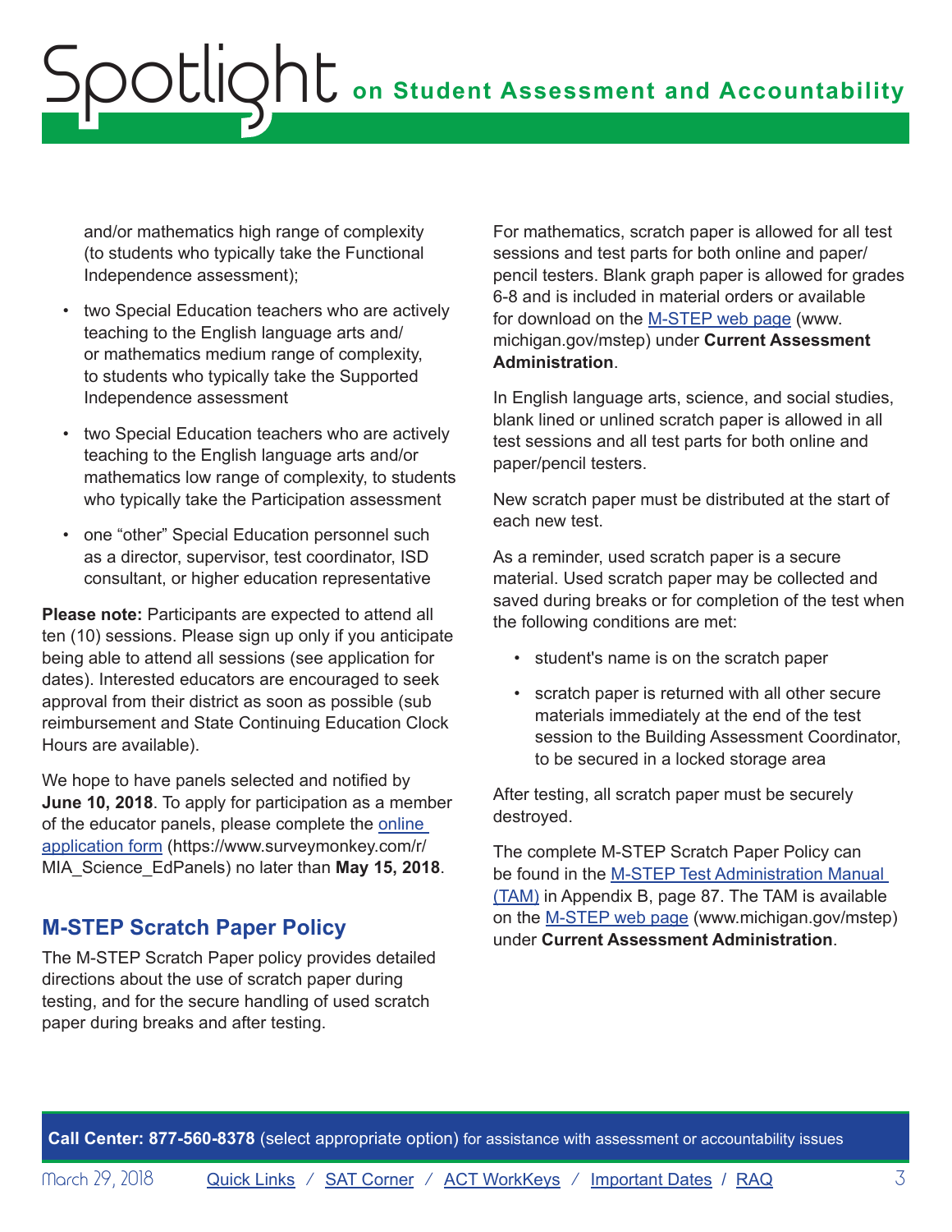and/or mathematics high range of complexity (to students who typically take the Functional Independence assessment);

- two Special Education teachers who are actively teaching to the English language arts and/or mathematics medium range of complexity, to students who typically take the Supported Independence assessment
- two Special Education teachers who are actively teaching to the English language arts and/or mathematics low range of complexity, to students who typically take the Participation assessment
- one "other" Special Education personnel such as a director, supervisor, test coordinator, ISD consultant, or higher education representative

**Please note:** Participants are expected to attend all ten (10) sessions. Please sign up only if you anticipate being able to attend all sessions (see application for dates). Interested educators are encouraged to seek approval from their district as soon as possible (sub reimbursement and State Continuing Education Clock Hours are available).

We hope to have panels selected and notified by **June 10, 2018**. To apply for participation as a member of the educator panels, please complete the [online application form](https://www.surveymonkey.com/r/MIA_Science_EdPanels) (https://www.surveymonkey.com/r/MIA_Science_EdPanels) no later than **May 15, 2018**.

## M-STEP Scratch Paper Policy

The M-STEP Scratch Paper policy provides detailed directions about the use of scratch paper during testing, and for the secure handling of used scratch paper during breaks and after testing.

For mathematics, scratch paper is allowed for all test sessions and test parts for both online and paper/pencil testers. Blank graph paper is allowed for grades 6-8 and is included in material orders or available for download on the [M-STEP web page](http://www.michigan.gov/mstep) (www.michigan.gov/mstep) under **Current Assessment Administration**.

In English language arts, science, and social studies, blank lined or unlined scratch paper is allowed in all test sessions and all test parts for both online and paper/pencil testers.

New scratch paper must be distributed at the start of each new test.

As a reminder, used scratch paper is a secure material. Used scratch paper may be collected and saved during breaks or for completion of the test when the following conditions are met:

- student's name is on the scratch paper
- scratch paper is returned with all other secure materials immediately at the end of the test session to the Building Assessment Coordinator, to be secured in a locked storage area

After testing, all scratch paper must be securely destroyed.

The complete M-STEP Scratch Paper Policy can be found in the M-STEP Test Administration Manual (TAM) in Appendix B, page 87. The TAM is available on the [M-STEP web page](http://www.michigan.gov/mstep) (www.michigan.gov/mstep) under **Current Assessment Administration**.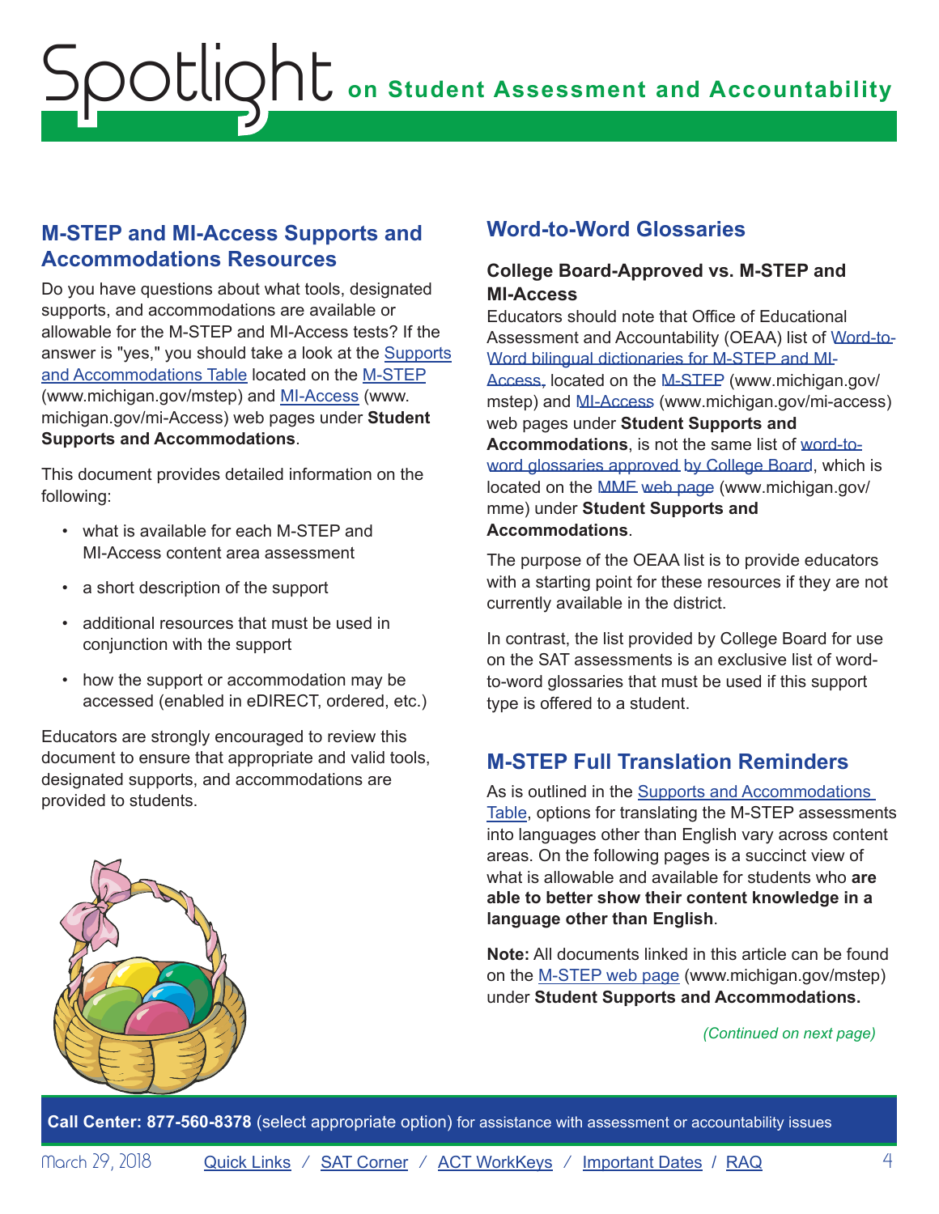## M-STEP and MI-Access Supports and Accommodations Resources

Do you have questions about what tools, designated supports, and accommodations are available or allowable for the M-STEP and MI-Access tests? If the answer is "yes," you should take a look at the Supports and Accommodations Table located on the M-STEP (www.michigan.gov/mstep) and MI-Access (www.michigan.gov/mi-Access) web pages under **Student Supports and Accommodations**.

This document provides detailed information on the following:

- what is available for each M-STEP and MI-Access content area assessment
- a short description of the support
- additional resources that must be used in conjunction with the support
- how the support or accommodation may be accessed (enabled in eDIRECT, ordered, etc.)

Educators are strongly encouraged to review this document to ensure that appropriate and valid tools, designated supports, and accommodations are provided to students.

## Word-to-Word Glossaries

### College Board-Approved vs. M-STEP and MI-Access

Educators should note that Office of Educational Assessment and Accountability (OEAA) list of Word-to-Word bilingual dictionaries for M-STEP and MI-Access, located on the M-STEP (www.michigan.gov/mstep) and MI-Access (www.michigan.gov/mi-access) web pages under **Student Supports and Accommodations**, is not the same list of word-to-word glossaries approved by College Board, which is located on the MME web page (www.michigan.gov/mme) under **Student Supports and Accommodations**.

The purpose of the OEAA list is to provide educators with a starting point for these resources if they are not currently available in the district.

In contrast, the list provided by College Board for use on the SAT assessments is an exclusive list of word-to-word glossaries that must be used if this support type is offered to a student.

## M-STEP Full Translation Reminders

As is outlined in the Supports and Accommodations Table, options for translating the M-STEP assessments into languages other than English vary across content areas. On the following pages is a succinct view of what is allowable and available for students who **are able to better show their content knowledge in a language other than English**.

**Note:** All documents linked in this article can be found on the M-STEP web page (www.michigan.gov/mstep) under **Student Supports and Accommodations.**

*(Continued on next page)*

**Call Center: 877-560-8378** (select appropriate option) for assistance with assessment or accountability issues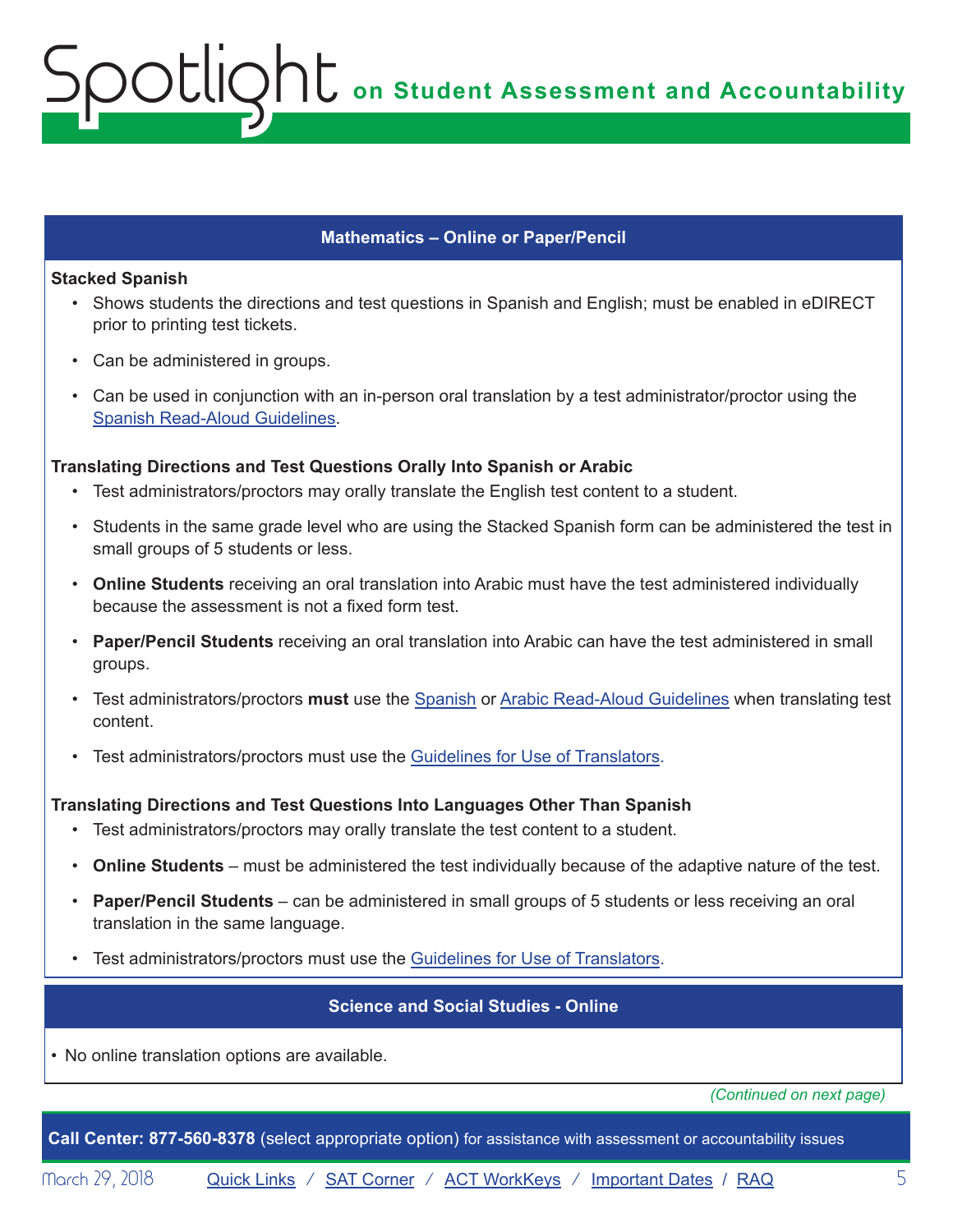## Mathematics – Online or Paper/Pencil

**Stacked Spanish**

- Shows students the directions and test questions in Spanish and English; must be enabled in eDIRECT prior to printing test tickets.
- Can be administered in groups.
- Can be used in conjunction with an in-person oral translation by a test administrator/proctor using the Spanish Read-Aloud Guidelines.

**Translating Directions and Test Questions Orally Into Spanish or Arabic**

- Test administrators/proctors may orally translate the English test content to a student.
- Students in the same grade level who are using the Stacked Spanish form can be administered the test in small groups of 5 students or less.
- **Online Students** receiving an oral translation into Arabic must have the test administered individually because the assessment is not a fixed form test.
- **Paper/Pencil Students** receiving an oral translation into Arabic can have the test administered in small groups.
- Test administrators/proctors **must** use the Spanish or Arabic Read-Aloud Guidelines when translating test content.
- Test administrators/proctors must use the Guidelines for Use of Translators.

**Translating Directions and Test Questions Into Languages Other Than Spanish**

- Test administrators/proctors may orally translate the test content to a student.
- **Online Students** – must be administered the test individually because of the adaptive nature of the test.
- **Paper/Pencil Students** – can be administered in small groups of 5 students or less receiving an oral translation in the same language.
- Test administrators/proctors must use the Guidelines for Use of Translators.

## Science and Social Studies - Online

- No online translation options are available.

*(Continued on next page)*

**Call Center: 877-560-8378** (select appropriate option) for assistance with assessment or accountability issues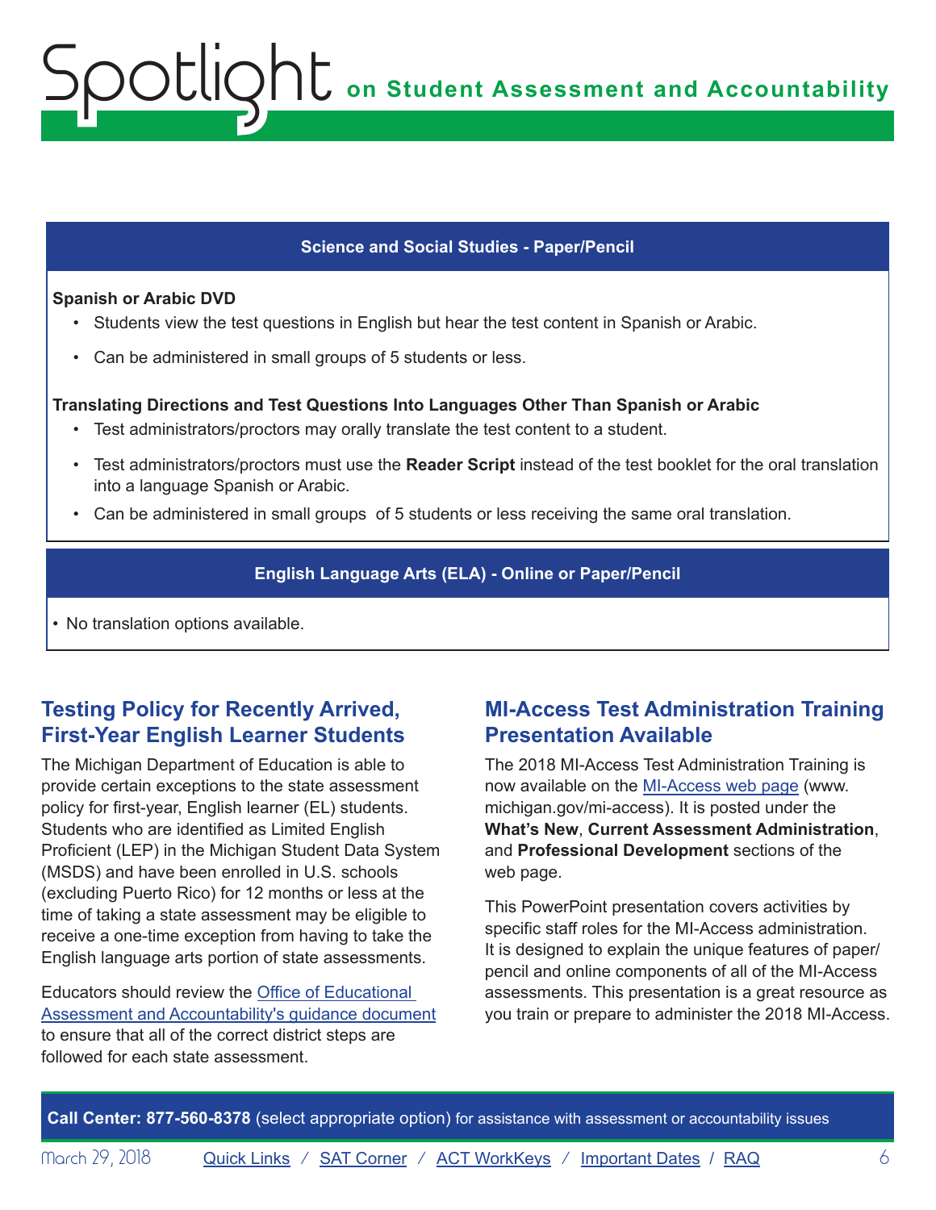### Science and Social Studies - Paper/Pencil

**Spanish or Arabic DVD**

- Students view the test questions in English but hear the test content in Spanish or Arabic.
- Can be administered in small groups of 5 students or less.

**Translating Directions and Test Questions Into Languages Other Than Spanish or Arabic**

- Test administrators/proctors may orally translate the test content to a student.
- Test administrators/proctors must use the **Reader Script** instead of the test booklet for the oral translation into a language Spanish or Arabic.
- Can be administered in small groups of 5 students or less receiving the same oral translation.

### English Language Arts (ELA) - Online or Paper/Pencil

- No translation options available.

## Testing Policy for Recently Arrived, First-Year English Learner Students

The Michigan Department of Education is able to provide certain exceptions to the state assessment policy for first-year, English learner (EL) students. Students who are identified as Limited English Proficient (LEP) in the Michigan Student Data System (MSDS) and have been enrolled in U.S. schools (excluding Puerto Rico) for 12 months or less at the time of taking a state assessment may be eligible to receive a one-time exception from having to take the English language arts portion of state assessments.

Educators should review the Office of Educational Assessment and Accountability's guidance document to ensure that all of the correct district steps are followed for each state assessment.

## MI-Access Test Administration Training Presentation Available

The 2018 MI-Access Test Administration Training is now available on the MI-Access web page (www.michigan.gov/mi-access). It is posted under the **What's New**, **Current Assessment Administration**, and **Professional Development** sections of the web page.

This PowerPoint presentation covers activities by specific staff roles for the MI-Access administration. It is designed to explain the unique features of paper/pencil and online components of all of the MI-Access assessments. This presentation is a great resource as you train or prepare to administer the 2018 MI-Access.

**Call Center: 877-560-8378** (select appropriate option) for assistance with assessment or accountability issues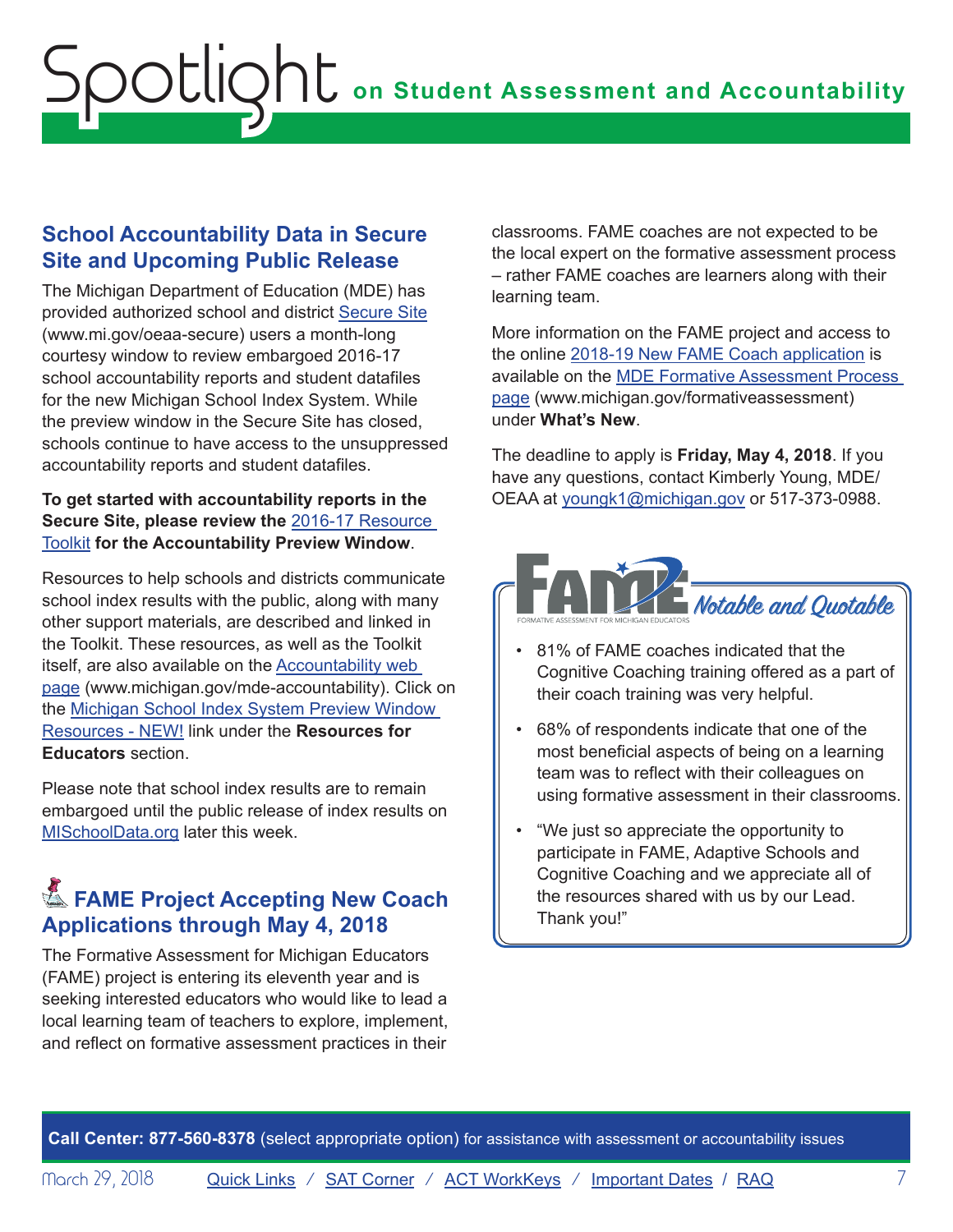## School Accountability Data in Secure Site and Upcoming Public Release

The Michigan Department of Education (MDE) has provided authorized school and district Secure Site (www.mi.gov/oeaa-secure) users a month-long courtesy window to review embargoed 2016-17 school accountability reports and student datafiles for the new Michigan School Index System. While the preview window in the Secure Site has closed, schools continue to have access to the unsuppressed accountability reports and student datafiles.

**To get started with accountability reports in the Secure Site, please review the** 2016-17 Resource Toolkit **for the Accountability Preview Window**.

Resources to help schools and districts communicate school index results with the public, along with many other support materials, are described and linked in the Toolkit. These resources, as well as the Toolkit itself, are also available on the Accountability web page (www.michigan.gov/mde-accountability). Click on the Michigan School Index System Preview Window Resources - NEW! link under the **Resources for Educators** section.

Please note that school index results are to remain embargoed until the public release of index results on MISchoolData.org later this week.

## FAME Project Accepting New Coach Applications through May 4, 2018

The Formative Assessment for Michigan Educators (FAME) project is entering its eleventh year and is seeking interested educators who would like to lead a local learning team of teachers to explore, implement, and reflect on formative assessment practices in their classrooms. FAME coaches are not expected to be the local expert on the formative assessment process – rather FAME coaches are learners along with their learning team.

More information on the FAME project and access to the online 2018-19 New FAME Coach application is available on the MDE Formative Assessment Process page (www.michigan.gov/formativeassessment) under **What's New**.

The deadline to apply is **Friday, May 4, 2018**. If you have any questions, contact Kimberly Young, MDE/OEAA at youngk1@michigan.gov or 517-373-0988.

### FAME (Formative Assessment for Michigan Educators) Notable and Quotable

- 81% of FAME coaches indicated that the Cognitive Coaching training offered as a part of their coach training was very helpful.
- 68% of respondents indicate that one of the most beneficial aspects of being on a learning team was to reflect with their colleagues on using formative assessment in their classrooms.
- "We just so appreciate the opportunity to participate in FAME, Adaptive Schools and Cognitive Coaching and we appreciate all of the resources shared with us by our Lead. Thank you!"

**Call Center: 877-560-8378** (select appropriate option) for assistance with assessment or accountability issues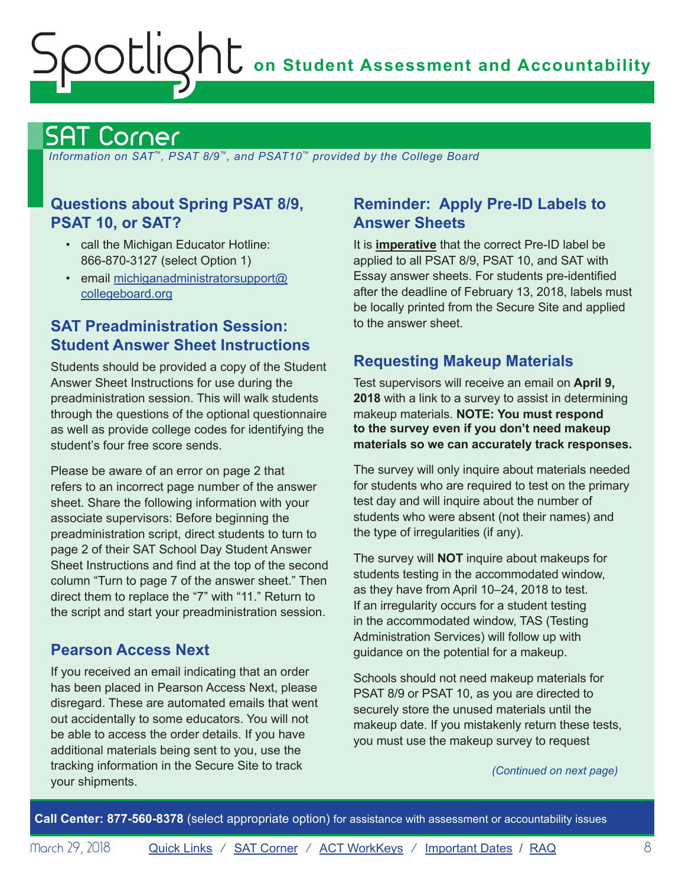# SAT Corner

*Information on SAT™, PSAT 8/9™, and PSAT10™ provided by the College Board*

## Questions about Spring PSAT 8/9, PSAT 10, or SAT?

- call the Michigan Educator Hotline: 866-870-3127 (select Option 1)
- email michiganadministratorsupport@collegeboard.org

## SAT Preadministration Session: Student Answer Sheet Instructions

Students should be provided a copy of the Student Answer Sheet Instructions for use during the preadministration session. This will walk students through the questions of the optional questionnaire as well as provide college codes for identifying the student's four free score sends.

Please be aware of an error on page 2 that refers to an incorrect page number of the answer sheet. Share the following information with your associate supervisors: Before beginning the preadministration script, direct students to turn to page 2 of their SAT School Day Student Answer Sheet Instructions and find at the top of the second column "Turn to page 7 of the answer sheet." Then direct them to replace the "7" with "11." Return to the script and start your preadministration session.

## Pearson Access Next

If you received an email indicating that an order has been placed in Pearson Access Next, please disregard. These are automated emails that went out accidentally to some educators. You will not be able to access the order details. If you have additional materials being sent to you, use the tracking information in the Secure Site to track your shipments.

## Reminder: Apply Pre-ID Labels to Answer Sheets

It is **imperative** that the correct Pre-ID label be applied to all PSAT 8/9, PSAT 10, and SAT with Essay answer sheets. For students pre-identified after the deadline of February 13, 2018, labels must be locally printed from the Secure Site and applied to the answer sheet.

## Requesting Makeup Materials

Test supervisors will receive an email on **April 9, 2018** with a link to a survey to assist in determining makeup materials. **NOTE: You must respond to the survey even if you don't need makeup materials so we can accurately track responses.**

The survey will only inquire about materials needed for students who are required to test on the primary test day and will inquire about the number of students who were absent (not their names) and the type of irregularities (if any).

The survey will **NOT** inquire about makeups for students testing in the accommodated window, as they have from April 10–24, 2018 to test. If an irregularity occurs for a student testing in the accommodated window, TAS (Testing Administration Services) will follow up with guidance on the potential for a makeup.

Schools should not need makeup materials for PSAT 8/9 or PSAT 10, as you are directed to securely store the unused materials until the makeup date. If you mistakenly return these tests, you must use the makeup survey to request

*(Continued on next page)*

**Call Center: 877-560-8378** (select appropriate option) for assistance with assessment or accountability issues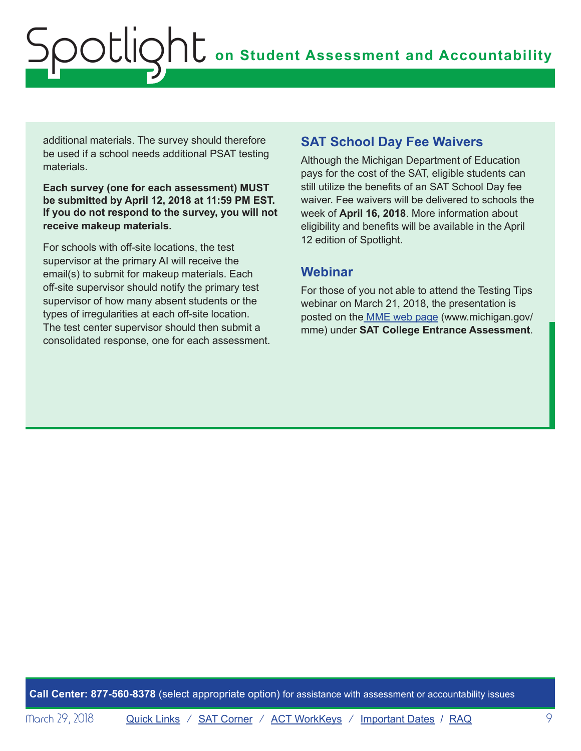additional materials. The survey should therefore be used if a school needs additional PSAT testing materials.

**Each survey (one for each assessment) MUST be submitted by April 12, 2018 at 11:59 PM EST. If you do not respond to the survey, you will not receive makeup materials.**

For schools with off-site locations, the test supervisor at the primary AI will receive the email(s) to submit for makeup materials. Each off-site supervisor should notify the primary test supervisor of how many absent students or the types of irregularities at each off-site location. The test center supervisor should then submit a consolidated response, one for each assessment.

## SAT School Day Fee Waivers

Although the Michigan Department of Education pays for the cost of the SAT, eligible students can still utilize the benefits of an SAT School Day fee waiver. Fee waivers will be delivered to schools the week of **April 16, 2018**. More information about eligibility and benefits will be available in the April 12 edition of Spotlight.

## Webinar

For those of you not able to attend the Testing Tips webinar on March 21, 2018, the presentation is posted on the MME web page (www.michigan.gov/mme) under **SAT College Entrance Assessment**.

**Call Center: 877-560-8378** (select appropriate option) for assistance with assessment or accountability issues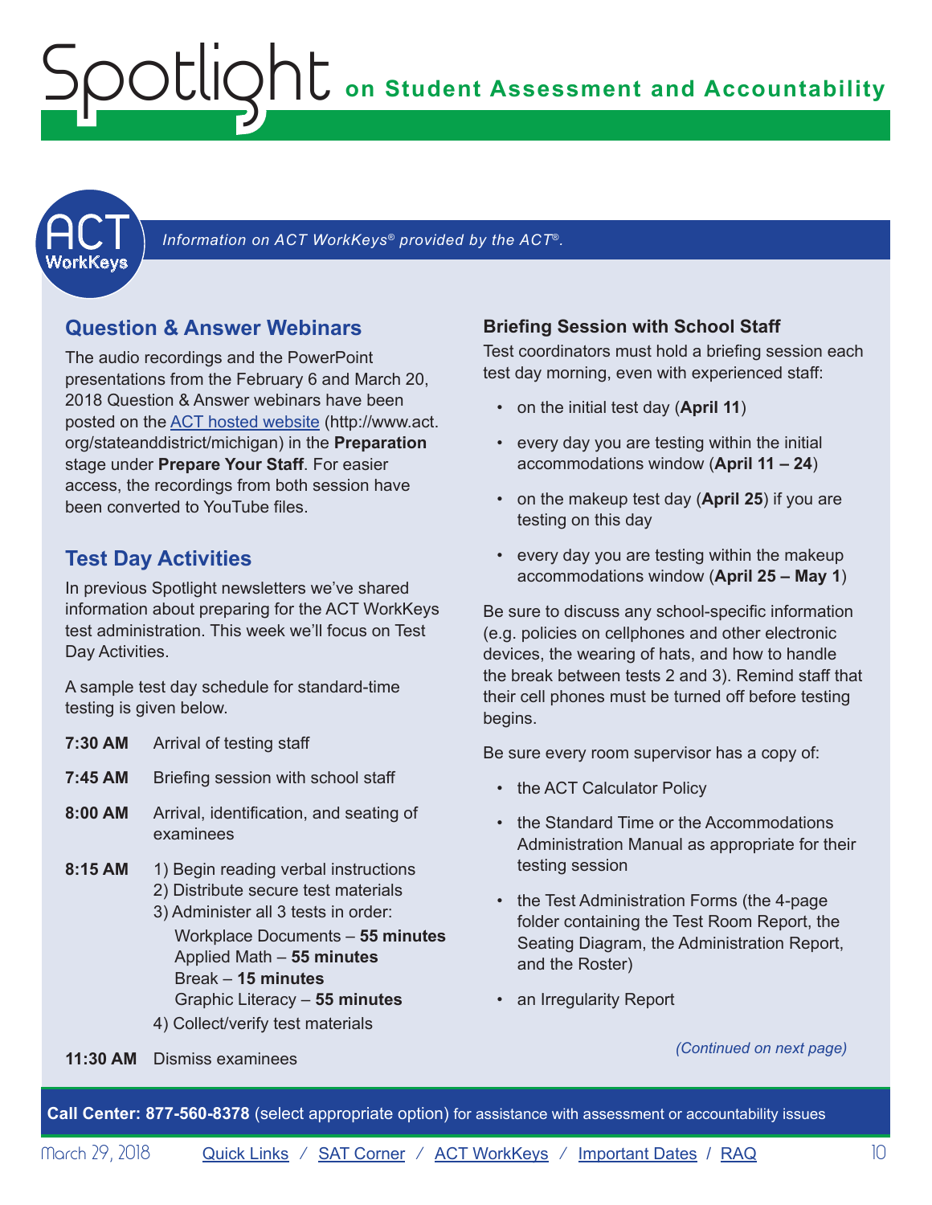*Information on ACT WorkKeys® provided by the ACT®.*

## Question & Answer Webinars

The audio recordings and the PowerPoint presentations from the February 6 and March 20, 2018 Question & Answer webinars have been posted on the [ACT hosted website](http://www.act.org/stateanddistrict/michigan) (http://www.act.org/stateanddistrict/michigan) in the **Preparation** stage under **Prepare Your Staff**. For easier access, the recordings from both session have been converted to YouTube files.

## Test Day Activities

In previous Spotlight newsletters we've shared information about preparing for the ACT WorkKeys test administration. This week we'll focus on Test Day Activities.

A sample test day schedule for standard-time testing is given below.

**7:30 AM** Arrival of testing staff

**7:45 AM** Briefing session with school staff

**8:00 AM** Arrival, identification, and seating of examinees

**8:15 AM**
1) Begin reading verbal instructions
2) Distribute secure test materials
3) Administer all 3 tests in order:
   - Workplace Documents – **55 minutes**
   - Applied Math – **55 minutes**
   - Break – **15 minutes**
   - Graphic Literacy – **55 minutes**
4) Collect/verify test materials

**11:30 AM** Dismiss examinees

### Briefing Session with School Staff

Test coordinators must hold a briefing session each test day morning, even with experienced staff:

- on the initial test day (**April 11**)
- every day you are testing within the initial accommodations window (**April 11 – 24**)
- on the makeup test day (**April 25**) if you are testing on this day
- every day you are testing within the makeup accommodations window (**April 25 – May 1**)

Be sure to discuss any school-specific information (e.g. policies on cellphones and other electronic devices, the wearing of hats, and how to handle the break between tests 2 and 3). Remind staff that their cell phones must be turned off before testing begins.

Be sure every room supervisor has a copy of:

- the ACT Calculator Policy
- the Standard Time or the Accommodations Administration Manual as appropriate for their testing session
- the Test Administration Forms (the 4-page folder containing the Test Room Report, the Seating Diagram, the Administration Report, and the Roster)
- an Irregularity Report

*(Continued on next page)*

**Call Center: 877-560-8378** (select appropriate option) for assistance with assessment or accountability issues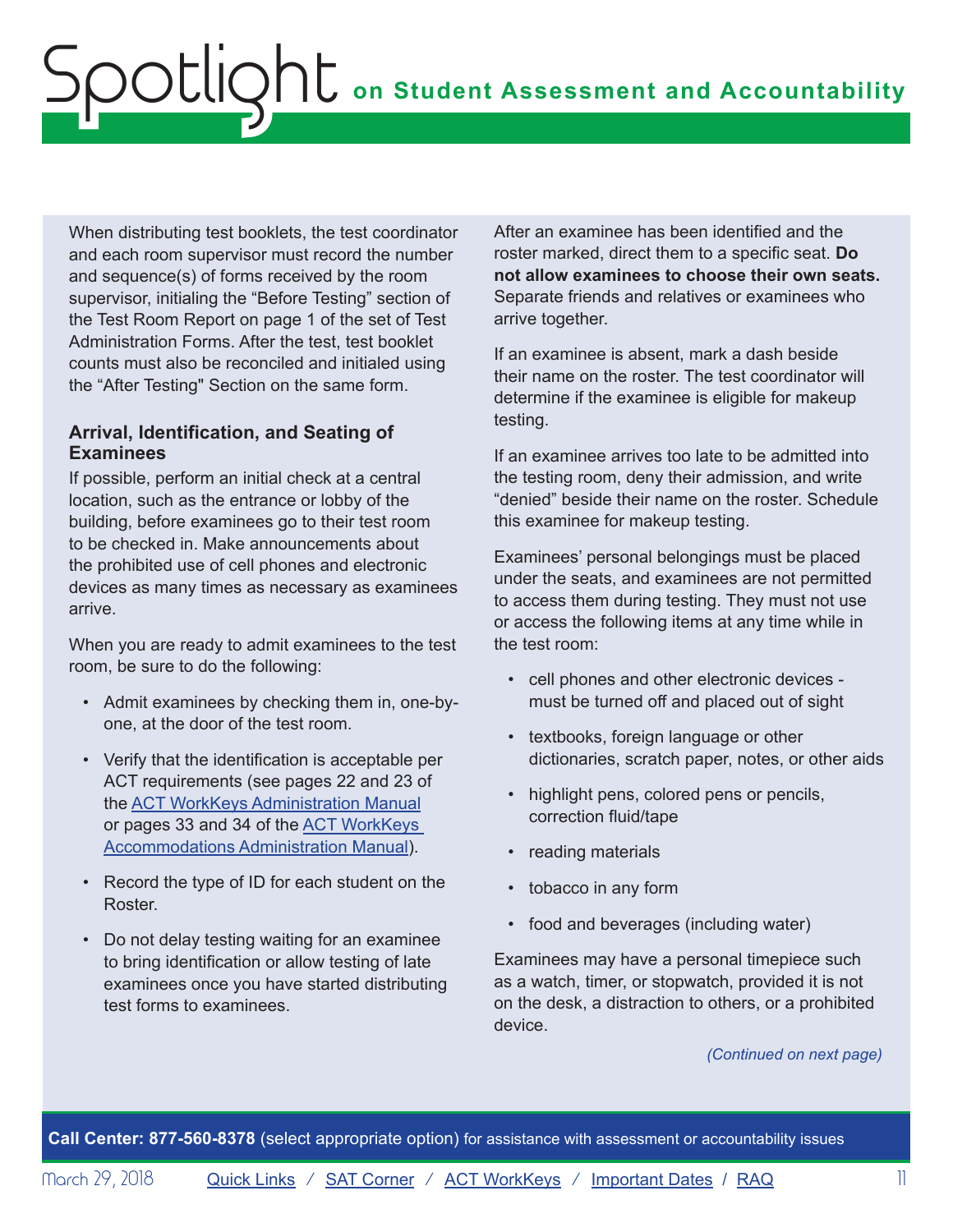When distributing test booklets, the test coordinator and each room supervisor must record the number and sequence(s) of forms received by the room supervisor, initialing the “Before Testing” section of the Test Room Report on page 1 of the set of Test Administration Forms. After the test, test booklet counts must also be reconciled and initialed using the “After Testing" Section on the same form.

### Arrival, Identification, and Seating of Examinees

If possible, perform an initial check at a central location, such as the entrance or lobby of the building, before examinees go to their test room to be checked in. Make announcements about the prohibited use of cell phones and electronic devices as many times as necessary as examinees arrive.

When you are ready to admit examinees to the test room, be sure to do the following:

- Admit examinees by checking them in, one-by-one, at the door of the test room.
- Verify that the identification is acceptable per ACT requirements (see pages 22 and 23 of the ACT WorkKeys Administration Manual or pages 33 and 34 of the ACT WorkKeys Accommodations Administration Manual).
- Record the type of ID for each student on the Roster.
- Do not delay testing waiting for an examinee to bring identification or allow testing of late examinees once you have started distributing test forms to examinees.

After an examinee has been identified and the roster marked, direct them to a specific seat. **Do not allow examinees to choose their own seats.** Separate friends and relatives or examinees who arrive together.

If an examinee is absent, mark a dash beside their name on the roster. The test coordinator will determine if the examinee is eligible for makeup testing.

If an examinee arrives too late to be admitted into the testing room, deny their admission, and write “denied” beside their name on the roster. Schedule this examinee for makeup testing.

Examinees’ personal belongings must be placed under the seats, and examinees are not permitted to access them during testing. They must not use or access the following items at any time while in the test room:

- cell phones and other electronic devices - must be turned off and placed out of sight
- textbooks, foreign language or other dictionaries, scratch paper, notes, or other aids
- highlight pens, colored pens or pencils, correction fluid/tape
- reading materials
- tobacco in any form
- food and beverages (including water)

Examinees may have a personal timepiece such as a watch, timer, or stopwatch, provided it is not on the desk, a distraction to others, or a prohibited device.

*(Continued on next page)*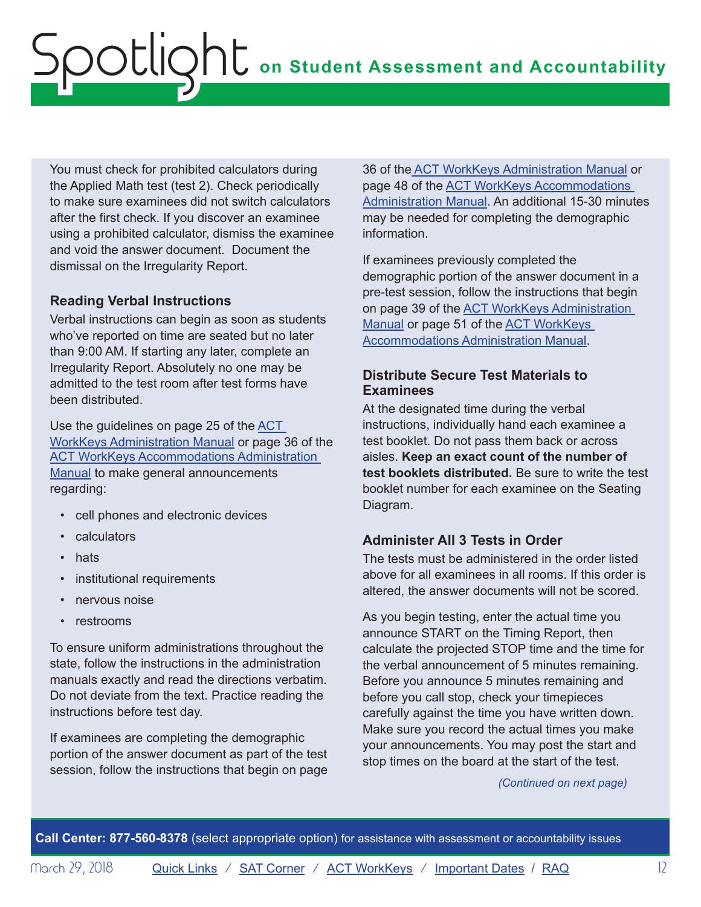You must check for prohibited calculators during the Applied Math test (test 2). Check periodically to make sure examinees did not switch calculators after the first check. If you discover an examinee using a prohibited calculator, dismiss the examinee and void the answer document. Document the dismissal on the Irregularity Report.

### Reading Verbal Instructions

Verbal instructions can begin as soon as students who've reported on time are seated but no later than 9:00 AM. If starting any later, complete an Irregularity Report. Absolutely no one may be admitted to the test room after test forms have been distributed.

Use the guidelines on page 25 of the ACT WorkKeys Administration Manual or page 36 of the ACT WorkKeys Accommodations Administration Manual to make general announcements regarding:

- cell phones and electronic devices
- calculators
- hats
- institutional requirements
- nervous noise
- restrooms

To ensure uniform administrations throughout the state, follow the instructions in the administration manuals exactly and read the directions verbatim. Do not deviate from the text. Practice reading the instructions before test day.

If examinees are completing the demographic portion of the answer document as part of the test session, follow the instructions that begin on page 36 of the ACT WorkKeys Administration Manual or page 48 of the ACT WorkKeys Accommodations Administration Manual. An additional 15-30 minutes may be needed for completing the demographic information.

If examinees previously completed the demographic portion of the answer document in a pre-test session, follow the instructions that begin on page 39 of the ACT WorkKeys Administration Manual or page 51 of the ACT WorkKeys Accommodations Administration Manual.

### Distribute Secure Test Materials to Examinees

At the designated time during the verbal instructions, individually hand each examinee a test booklet. Do not pass them back or across aisles. **Keep an exact count of the number of test booklets distributed.** Be sure to write the test booklet number for each examinee on the Seating Diagram.

### Administer All 3 Tests in Order

The tests must be administered in the order listed above for all examinees in all rooms. If this order is altered, the answer documents will not be scored.

As you begin testing, enter the actual time you announce START on the Timing Report, then calculate the projected STOP time and the time for the verbal announcement of 5 minutes remaining. Before you announce 5 minutes remaining and before you call stop, check your timepieces carefully against the time you have written down. Make sure you record the actual times you make your announcements. You may post the start and stop times on the board at the start of the test.

*(Continued on next page)*

**Call Center: 877-560-8378** (select appropriate option) for assistance with assessment or accountability issues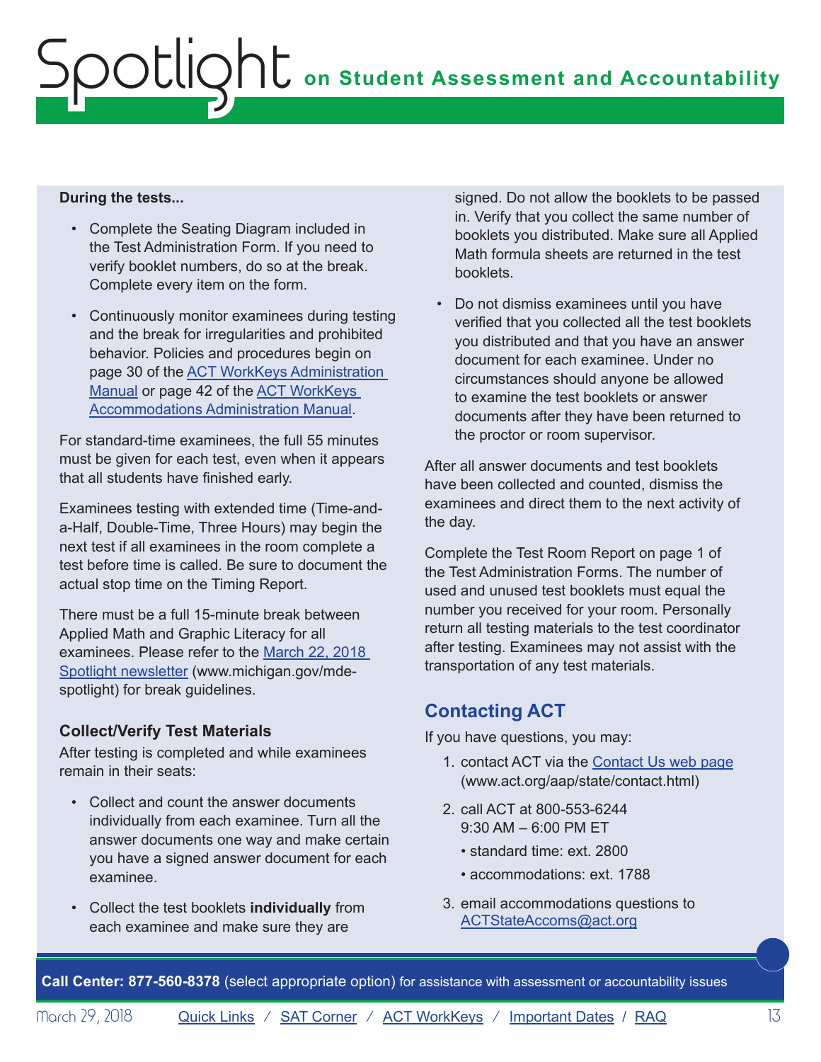**During the tests...**

- Complete the Seating Diagram included in the Test Administration Form. If you need to verify booklet numbers, do so at the break. Complete every item on the form.
- Continuously monitor examinees during testing and the break for irregularities and prohibited behavior. Policies and procedures begin on page 30 of the ACT WorkKeys Administration Manual or page 42 of the ACT WorkKeys Accommodations Administration Manual.

For standard-time examinees, the full 55 minutes must be given for each test, even when it appears that all students have finished early.

Examinees testing with extended time (Time-and-a-Half, Double-Time, Three Hours) may begin the next test if all examinees in the room complete a test before time is called. Be sure to document the actual stop time on the Timing Report.

There must be a full 15-minute break between Applied Math and Graphic Literacy for all examinees. Please refer to the March 22, 2018 Spotlight newsletter (www.michigan.gov/mde-spotlight) for break guidelines.

### Collect/Verify Test Materials

After testing is completed and while examinees remain in their seats:

- Collect and count the answer documents individually from each examinee. Turn all the answer documents one way and make certain you have a signed answer document for each examinee.
- Collect the test booklets **individually** from each examinee and make sure they are signed. Do not allow the booklets to be passed in. Verify that you collect the same number of booklets you distributed. Make sure all Applied Math formula sheets are returned in the test booklets.
- Do not dismiss examinees until you have verified that you collected all the test booklets you distributed and that you have an answer document for each examinee. Under no circumstances should anyone be allowed to examine the test booklets or answer documents after they have been returned to the proctor or room supervisor.

After all answer documents and test booklets have been collected and counted, dismiss the examinees and direct them to the next activity of the day.

Complete the Test Room Report on page 1 of the Test Administration Forms. The number of used and unused test booklets must equal the number you received for your room. Personally return all testing materials to the test coordinator after testing. Examinees may not assist with the transportation of any test materials.

## Contacting ACT

If you have questions, you may:

1. contact ACT via the Contact Us web page (www.act.org/aap/state/contact.html)
2. call ACT at 800-553-6244 9:30 AM – 6:00 PM ET
   - standard time: ext. 2800
   - accommodations: ext. 1788
3. email accommodations questions to ACTStateAccoms@act.org

**Call Center: 877-560-8378** (select appropriate option) for assistance with assessment or accountability issues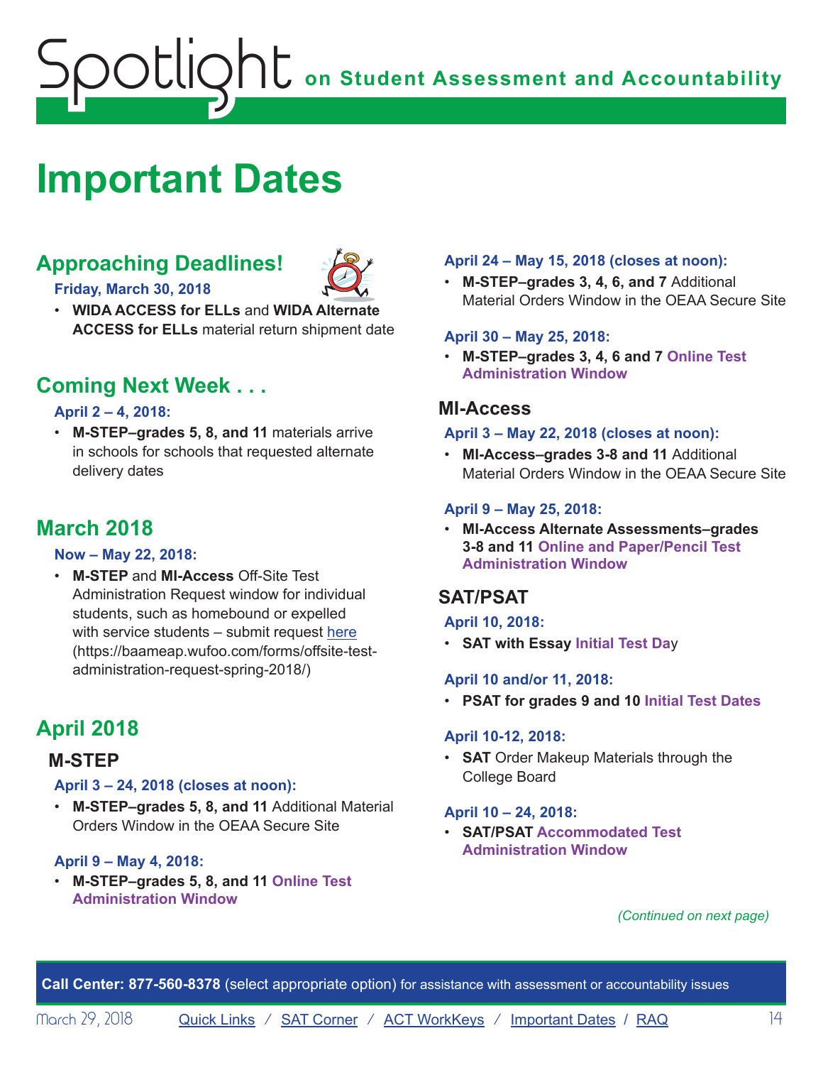# Important Dates

## Approaching Deadlines!

**Friday, March 30, 2018**

- **WIDA ACCESS for ELLs** and **WIDA Alternate ACCESS for ELLs** material return shipment date

## Coming Next Week . . .

**April 2 – 4, 2018:**

- **M-STEP–grades 5, 8, and 11** materials arrive in schools for schools that requested alternate delivery dates

## March 2018

**Now – May 22, 2018:**

- **M-STEP** and **MI-Access** Off-Site Test Administration Request window for individual students, such as homebound or expelled with service students – submit request here (https://baameap.wufoo.com/forms/offsite-test-administration-request-spring-2018/)

## April 2018

### M-STEP

**April 3 – 24, 2018 (closes at noon):**

- **M-STEP–grades 5, 8, and 11** Additional Material Orders Window in the OEAA Secure Site

**April 9 – May 4, 2018:**

- **M-STEP–grades 5, 8, and 11 Online Test Administration Window**

**April 24 – May 15, 2018 (closes at noon):**

- **M-STEP–grades 3, 4, 6, and 7** Additional Material Orders Window in the OEAA Secure Site

**April 30 – May 25, 2018:**

- **M-STEP–grades 3, 4, 6 and 7 Online Test Administration Window**

### MI-Access

**April 3 – May 22, 2018 (closes at noon):**

- **MI-Access–grades 3-8 and 11** Additional Material Orders Window in the OEAA Secure Site

**April 9 – May 25, 2018:**

- **MI-Access Alternate Assessments–grades 3-8 and 11 Online and Paper/Pencil Test Administration Window**

### SAT/PSAT

**April 10, 2018:**

- **SAT with Essay Initial Test Day**

**April 10 and/or 11, 2018:**

- **PSAT for grades 9 and 10 Initial Test Dates**

**April 10-12, 2018:**

- **SAT** Order Makeup Materials through the College Board

**April 10 – 24, 2018:**

- **SAT/PSAT Accommodated Test Administration Window**

*(Continued on next page)*

**Call Center: 877-560-8378** (select appropriate option) for assistance with assessment or accountability issues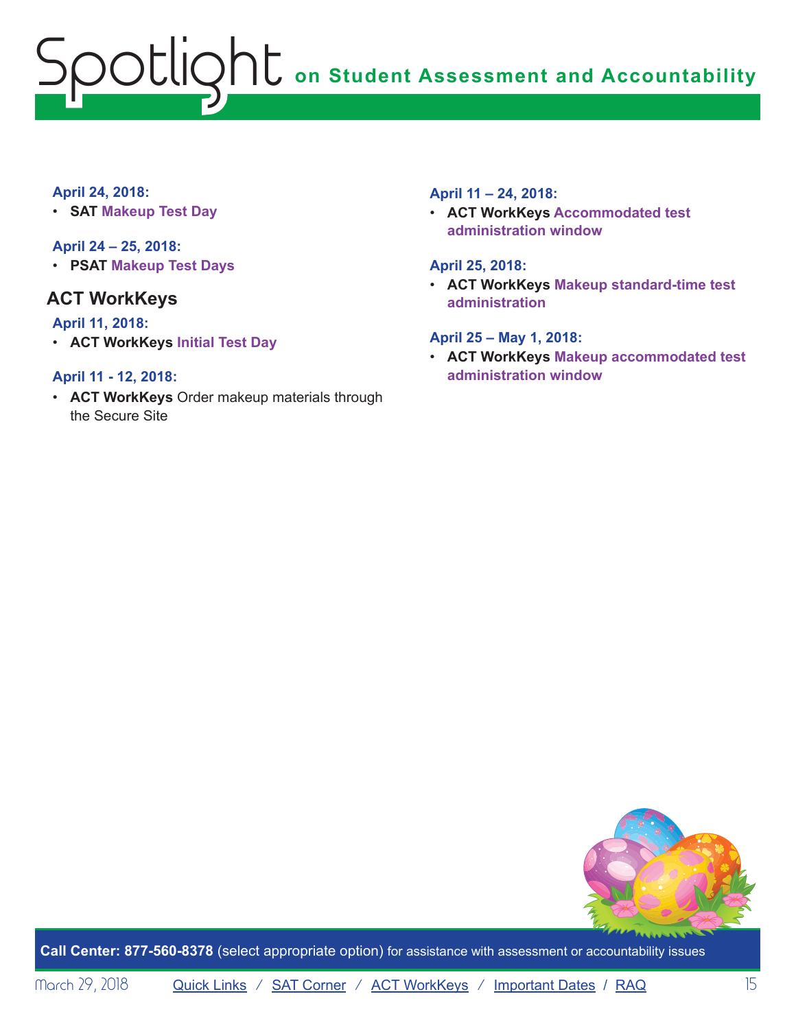**April 24, 2018:**

- **SAT Makeup Test Day**

**April 24 – 25, 2018:**

- **PSAT Makeup Test Days**

## ACT WorkKeys

**April 11, 2018:**

- **ACT WorkKeys Initial Test Day**

**April 11 - 12, 2018:**

- **ACT WorkKeys** Order makeup materials through the Secure Site

**April 11 – 24, 2018:**

- **ACT WorkKeys Accommodated test administration window**

**April 25, 2018:**

- **ACT WorkKeys Makeup standard-time test administration**

**April 25 – May 1, 2018:**

- **ACT WorkKeys Makeup accommodated test administration window**

**Call Center: 877-560-8378** (select appropriate option) for assistance with assessment or accountability issues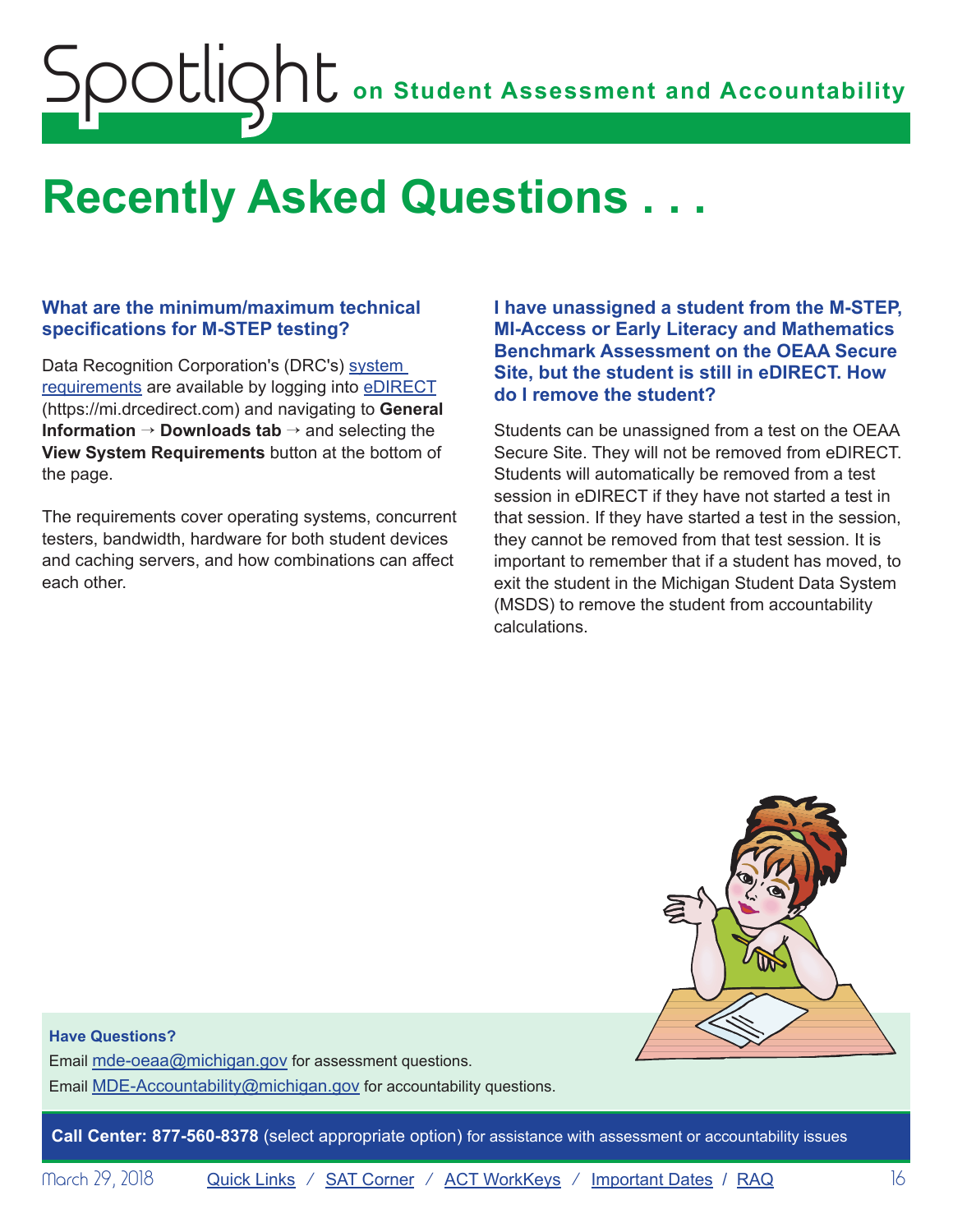# Spotlight on Student Assessment and Accountability

## Recently Asked Questions . . .

### What are the minimum/maximum technical specifications for M-STEP testing?

Data Recognition Corporation's (DRC's) system requirements are available by logging into eDIRECT (https://mi.drcedirect.com) and navigating to **General Information** → **Downloads tab** → and selecting the **View System Requirements** button at the bottom of the page.

The requirements cover operating systems, concurrent testers, bandwidth, hardware for both student devices and caching servers, and how combinations can affect each other.

### I have unassigned a student from the M-STEP, MI-Access or Early Literacy and Mathematics Benchmark Assessment on the OEAA Secure Site, but the student is still in eDIRECT. How do I remove the student?

Students can be unassigned from a test on the OEAA Secure Site. They will not be removed from eDIRECT. Students will automatically be removed from a test session in eDIRECT if they have not started a test in that session. If they have started a test in the session, they cannot be removed from that test session. It is important to remember that if a student has moved, to exit the student in the Michigan Student Data System (MSDS) to remove the student from accountability calculations.

**Have Questions?**

Email mde-oeaa@michigan.gov for assessment questions.

Email MDE-Accountability@michigan.gov for accountability questions.

**Call Center: 877-560-8378** (select appropriate option) for assistance with assessment or accountability issues

March 29, 2018 Quick Links / SAT Corner / ACT WorkKeys / Important Dates / RAQ